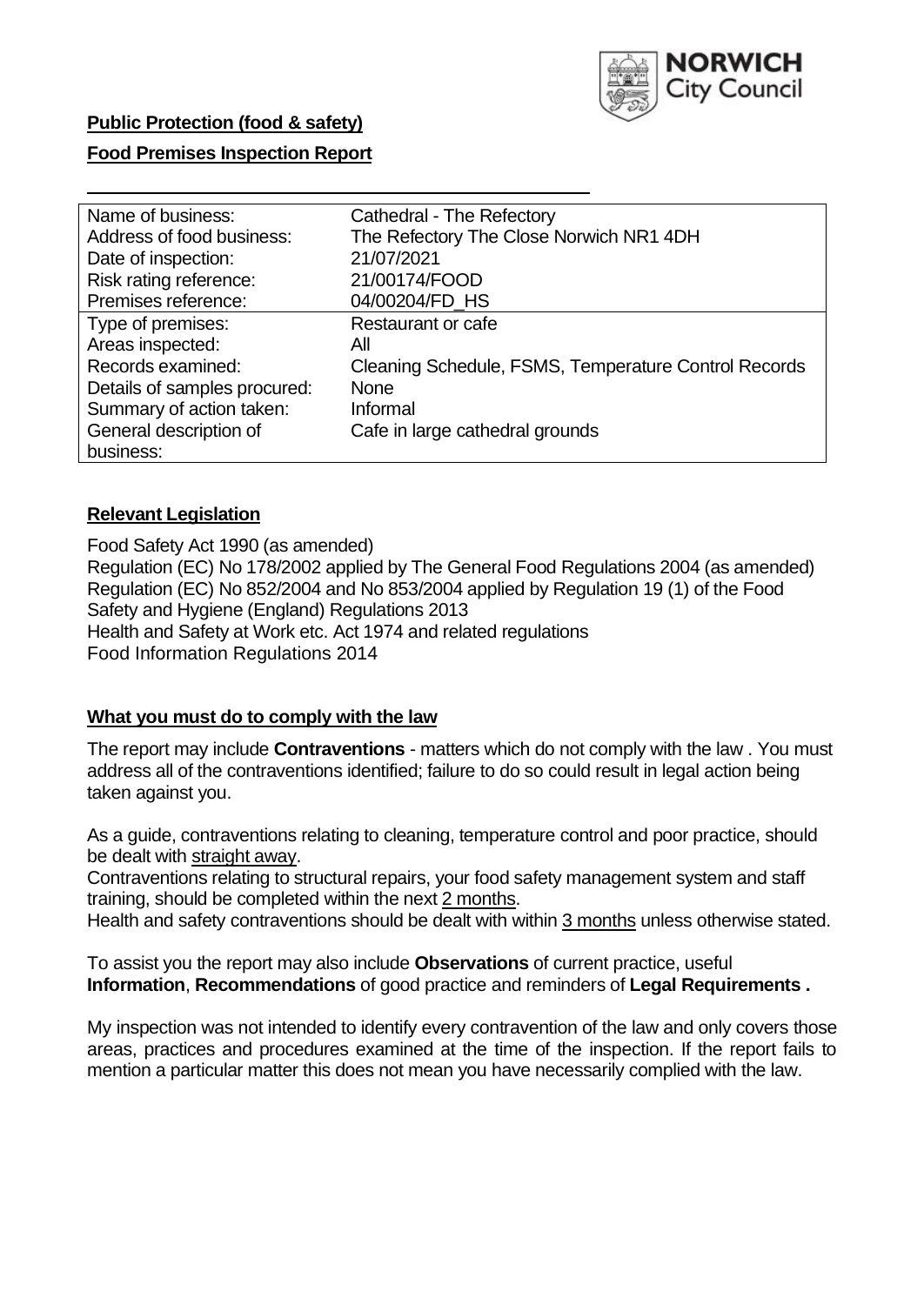**Public Protection (food & safety)**

**Food Premises Inspection Report**

| Name of business: | Cathedral - The Refectory |
|---|---|
| Address of food business: | The Refectory The Close Norwich NR1 4DH |
| Date of inspection: | 21/07/2021 |
| Risk rating reference: | 21/00174/FOOD |
| Premises reference: | 04/00204/FD_HS |
| Type of premises: | Restaurant or cafe |
| Areas inspected: | All |
| Records examined: | Cleaning Schedule, FSMS, Temperature Control Records |
| Details of samples procured: | None |
| Summary of action taken: | Informal |
| General description of business: | Cafe in large cathedral grounds |

## **Relevant Legislation**

Food Safety Act 1990 (as amended)
Regulation (EC) No 178/2002 applied by The General Food Regulations 2004 (as amended)
Regulation (EC) No 852/2004 and No 853/2004 applied by Regulation 19 (1) of the Food Safety and Hygiene (England) Regulations 2013
Health and Safety at Work etc. Act 1974 and related regulations
Food Information Regulations 2014

## **What you must do to comply with the law**

The report may include **Contraventions** - matters which do not comply with the law . You must address all of the contraventions identified; failure to do so could result in legal action being taken against you.

As a guide, contraventions relating to cleaning, temperature control and poor practice, should be dealt with straight away.

Contraventions relating to structural repairs, your food safety management system and staff training, should be completed within the next 2 months.

Health and safety contraventions should be dealt with within 3 months unless otherwise stated.

To assist you the report may also include **Observations** of current practice, useful **Information**, **Recommendations** of good practice and reminders of **Legal Requirements .**

My inspection was not intended to identify every contravention of the law and only covers those areas, practices and procedures examined at the time of the inspection. If the report fails to mention a particular matter this does not mean you have necessarily complied with the law.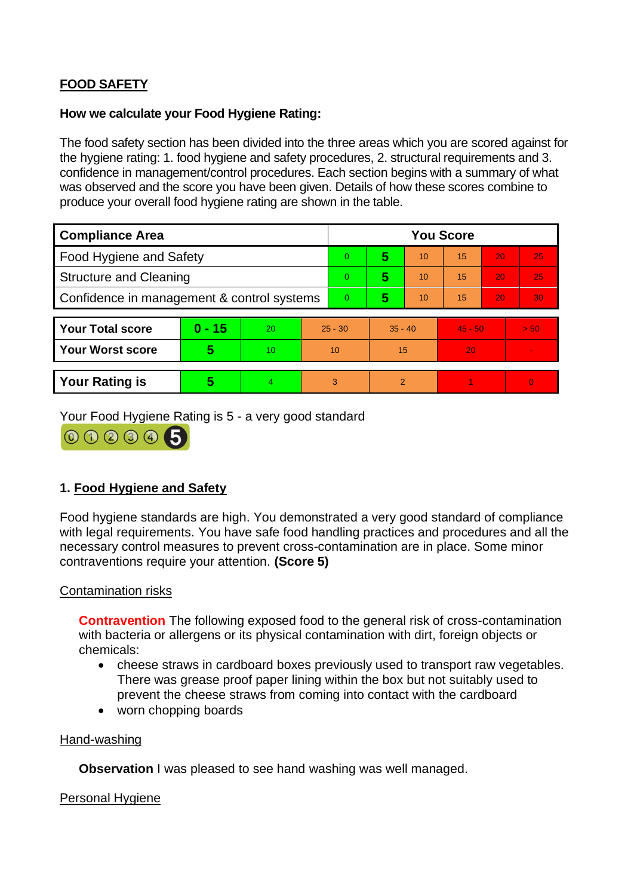**FOOD SAFETY**

**How we calculate your Food Hygiene Rating:**

The food safety section has been divided into the three areas which you are scored against for the hygiene rating: 1. food hygiene and safety procedures, 2. structural requirements and 3. confidence in management/control procedures. Each section begins with a summary of what was observed and the score you have been given. Details of how these scores combine to produce your overall food hygiene rating are shown in the table.

| Compliance Area | You Score | | | | | |
|---|---|---|---|---|---|---|
| Food Hygiene and Safety | 0 | **5** | 10 | 15 | 20 | 25 |
| Structure and Cleaning | 0 | **5** | 10 | 15 | 20 | 25 |
| Confidence in management & control systems | 0 | **5** | 10 | 15 | 20 | 30 |

| | | | | | | |
|---|---|---|---|---|---|---|
| **Your Total score** | **0 - 15** | 20 | 25 - 30 | 35 - 40 | 45 - 50 | > 50 |
| **Your Worst score** | **5** | 10 | 10 | 15 | 20 | - |

| | | | | | | |
|---|---|---|---|---|---|---|
| **Your Rating is** | **5** | 4 | 3 | 2 | 1 | 0 |

Your Food Hygiene Rating is 5 - a very good standard

## 1. Food Hygiene and Safety

Food hygiene standards are high. You demonstrated a very good standard of compliance with legal requirements. You have safe food handling practices and procedures and all the necessary control measures to prevent cross-contamination are in place. Some minor contraventions require your attention. **(Score 5)**

Contamination risks

**Contravention** The following exposed food to the general risk of cross-contamination with bacteria or allergens or its physical contamination with dirt, foreign objects or chemicals:

- cheese straws in cardboard boxes previously used to transport raw vegetables. There was grease proof paper lining within the box but not suitably used to prevent the cheese straws from coming into contact with the cardboard
- worn chopping boards

Hand-washing

**Observation** I was pleased to see hand washing was well managed.

Personal Hygiene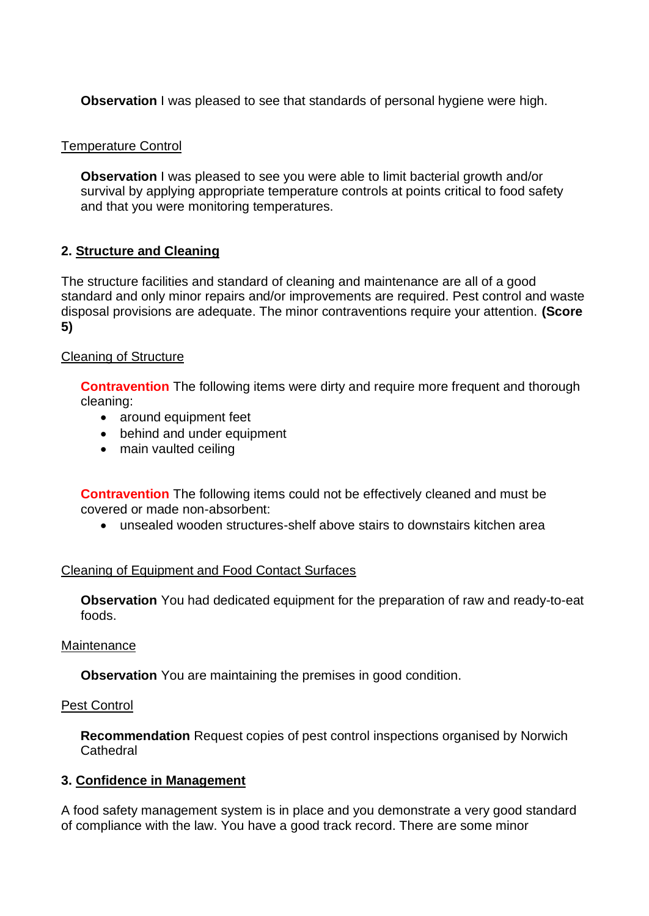**Observation** I was pleased to see that standards of personal hygiene were high.

Temperature Control

**Observation** I was pleased to see you were able to limit bacterial growth and/or survival by applying appropriate temperature controls at points critical to food safety and that you were monitoring temperatures.

## 2. Structure and Cleaning

The structure facilities and standard of cleaning and maintenance are all of a good standard and only minor repairs and/or improvements are required. Pest control and waste disposal provisions are adequate. The minor contraventions require your attention. **(Score 5)**

Cleaning of Structure

**Contravention** The following items were dirty and require more frequent and thorough cleaning:

- around equipment feet
- behind and under equipment
- main vaulted ceiling

**Contravention** The following items could not be effectively cleaned and must be covered or made non-absorbent:

- unsealed wooden structures-shelf above stairs to downstairs kitchen area

Cleaning of Equipment and Food Contact Surfaces

**Observation** You had dedicated equipment for the preparation of raw and ready-to-eat foods.

Maintenance

**Observation** You are maintaining the premises in good condition.

Pest Control

**Recommendation** Request copies of pest control inspections organised by Norwich Cathedral

## 3. Confidence in Management

A food safety management system is in place and you demonstrate a very good standard of compliance with the law. You have a good track record. There are some minor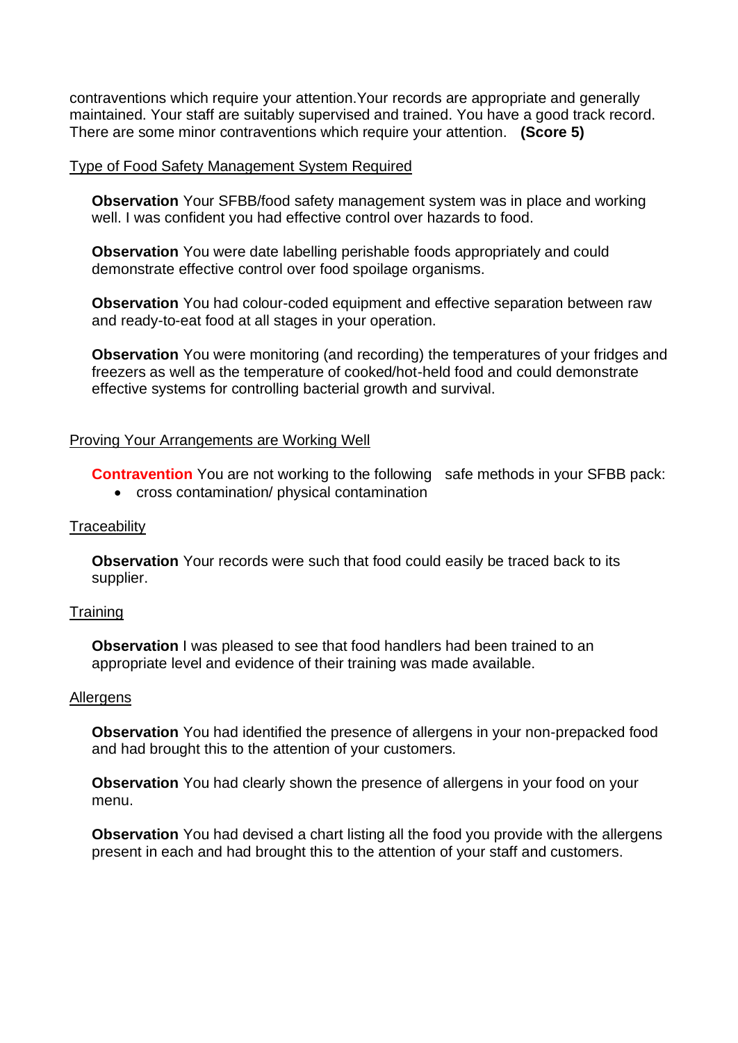contraventions which require your attention.Your records are appropriate and generally maintained. Your staff are suitably supervised and trained. You have a good track record. There are some minor contraventions which require your attention. **(Score 5)**

Type of Food Safety Management System Required

**Observation** Your SFBB/food safety management system was in place and working well. I was confident you had effective control over hazards to food.

**Observation** You were date labelling perishable foods appropriately and could demonstrate effective control over food spoilage organisms.

**Observation** You had colour-coded equipment and effective separation between raw and ready-to-eat food at all stages in your operation.

**Observation** You were monitoring (and recording) the temperatures of your fridges and freezers as well as the temperature of cooked/hot-held food and could demonstrate effective systems for controlling bacterial growth and survival.

Proving Your Arrangements are Working Well

**Contravention** You are not working to the following safe methods in your SFBB pack:

- cross contamination/ physical contamination

Traceability

**Observation** Your records were such that food could easily be traced back to its supplier.

Training

**Observation** I was pleased to see that food handlers had been trained to an appropriate level and evidence of their training was made available.

Allergens

**Observation** You had identified the presence of allergens in your non-prepacked food and had brought this to the attention of your customers.

**Observation** You had clearly shown the presence of allergens in your food on your menu.

**Observation** You had devised a chart listing all the food you provide with the allergens present in each and had brought this to the attention of your staff and customers.